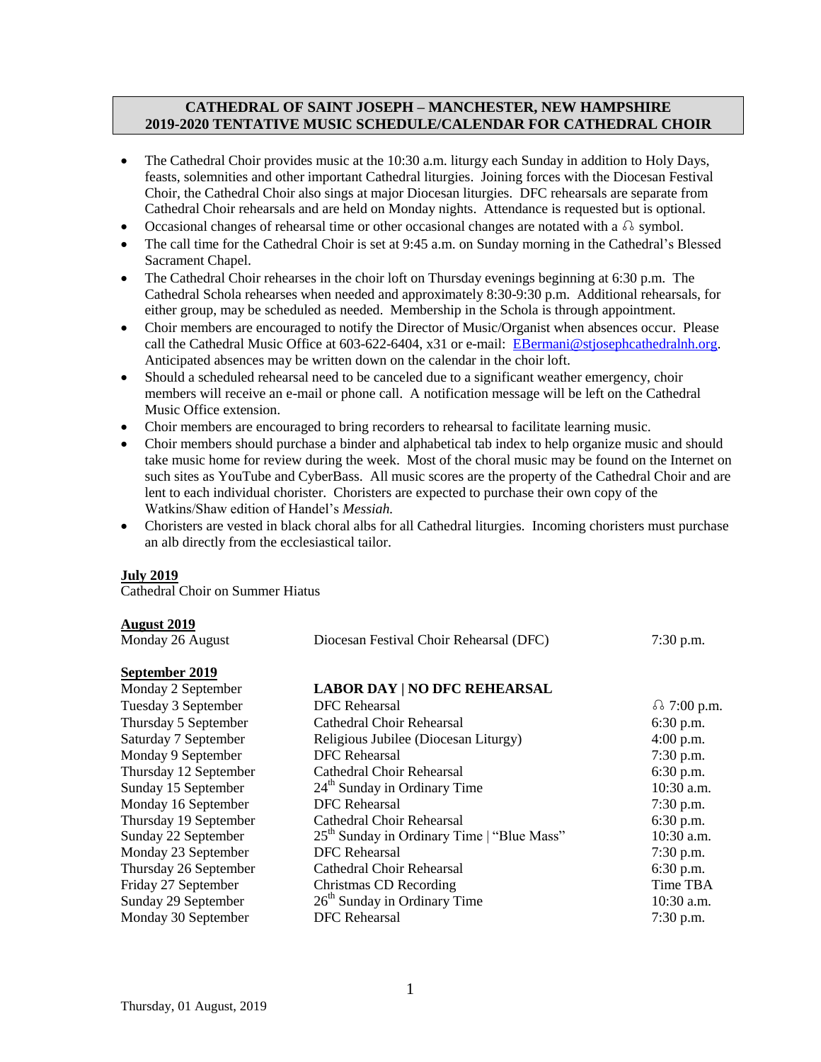# CATHEDRAL OF SAINT JOSEPH – MANCHESTER, NEW HAMPSHIRE
# 2019-2020 TENTATIVE MUSIC SCHEDULE/CALENDAR FOR CATHEDRAL CHOIR

- The Cathedral Choir provides music at the 10:30 a.m. liturgy each Sunday in addition to Holy Days, feasts, solemnities and other important Cathedral liturgies. Joining forces with the Diocesan Festival Choir, the Cathedral Choir also sings at major Diocesan liturgies. DFC rehearsals are separate from Cathedral Choir rehearsals and are held on Monday nights. Attendance is requested but is optional.
- Occasional changes of rehearsal time or other occasional changes are notated with a ♫ symbol.
- The call time for the Cathedral Choir is set at 9:45 a.m. on Sunday morning in the Cathedral's Blessed Sacrament Chapel.
- The Cathedral Choir rehearses in the choir loft on Thursday evenings beginning at 6:30 p.m. The Cathedral Schola rehearses when needed and approximately 8:30-9:30 p.m. Additional rehearsals, for either group, may be scheduled as needed. Membership in the Schola is through appointment.
- Choir members are encouraged to notify the Director of Music/Organist when absences occur. Please call the Cathedral Music Office at 603-622-6404, x31 or e-mail: EBermani@stjosephcathedralnh.org. Anticipated absences may be written down on the calendar in the choir loft.
- Should a scheduled rehearsal need to be canceled due to a significant weather emergency, choir members will receive an e-mail or phone call. A notification message will be left on the Cathedral Music Office extension.
- Choir members are encouraged to bring recorders to rehearsal to facilitate learning music.
- Choir members should purchase a binder and alphabetical tab index to help organize music and should take music home for review during the week. Most of the choral music may be found on the Internet on such sites as YouTube and CyberBass. All music scores are the property of the Cathedral Choir and are lent to each individual chorister. Choristers are expected to purchase their own copy of the Watkins/Shaw edition of Handel's *Messiah.*
- Choristers are vested in black choral albs for all Cathedral liturgies. Incoming choristers must purchase an alb directly from the ecclesiastical tailor.

**July 2019**

Cathedral Choir on Summer Hiatus

**August 2019**

| | | |
|---|---|---|
| Monday 26 August | Diocesan Festival Choir Rehearsal (DFC) | 7:30 p.m. |

**September 2019**

| | | |
|---|---|---|
| Monday 2 September | **LABOR DAY \| NO DFC REHEARSAL** | |
| Tuesday 3 September | DFC Rehearsal | ♫ 7:00 p.m. |
| Thursday 5 September | Cathedral Choir Rehearsal | 6:30 p.m. |
| Saturday 7 September | Religious Jubilee (Diocesan Liturgy) | 4:00 p.m. |
| Monday 9 September | DFC Rehearsal | 7:30 p.m. |
| Thursday 12 September | Cathedral Choir Rehearsal | 6:30 p.m. |
| Sunday 15 September | 24th Sunday in Ordinary Time | 10:30 a.m. |
| Monday 16 September | DFC Rehearsal | 7:30 p.m. |
| Thursday 19 September | Cathedral Choir Rehearsal | 6:30 p.m. |
| Sunday 22 September | 25th Sunday in Ordinary Time \| "Blue Mass" | 10:30 a.m. |
| Monday 23 September | DFC Rehearsal | 7:30 p.m. |
| Thursday 26 September | Cathedral Choir Rehearsal | 6:30 p.m. |
| Friday 27 September | Christmas CD Recording | Time TBA |
| Sunday 29 September | 26th Sunday in Ordinary Time | 10:30 a.m. |
| Monday 30 September | DFC Rehearsal | 7:30 p.m. |

Thursday, 01 August, 2019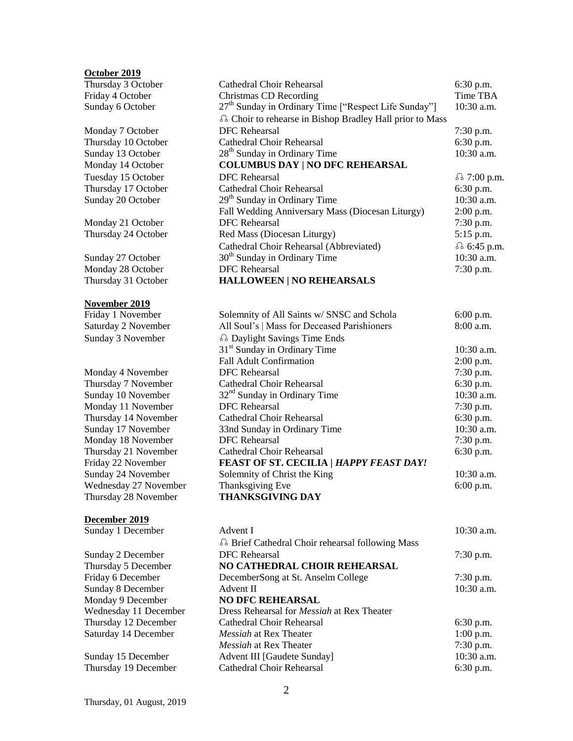**October 2019**

| | | |
|---|---|---|
| Thursday 3 October | Cathedral Choir Rehearsal | 6:30 p.m. |
| Friday 4 October | Christmas CD Recording | Time TBA |
| Sunday 6 October | 27th Sunday in Ordinary Time ["Respect Life Sunday"] | 10:30 a.m. |
| | ♫ Choir to rehearse in Bishop Bradley Hall prior to Mass | |
| Monday 7 October | DFC Rehearsal | 7:30 p.m. |
| Thursday 10 October | Cathedral Choir Rehearsal | 6:30 p.m. |
| Sunday 13 October | 28th Sunday in Ordinary Time | 10:30 a.m. |
| Monday 14 October | **COLUMBUS DAY \| NO DFC REHEARSAL** | |
| Tuesday 15 October | DFC Rehearsal | ♫ 7:00 p.m. |
| Thursday 17 October | Cathedral Choir Rehearsal | 6:30 p.m. |
| Sunday 20 October | 29th Sunday in Ordinary Time | 10:30 a.m. |
| | Fall Wedding Anniversary Mass (Diocesan Liturgy) | 2:00 p.m. |
| Monday 21 October | DFC Rehearsal | 7:30 p.m. |
| Thursday 24 October | Red Mass (Diocesan Liturgy) | 5:15 p.m. |
| | Cathedral Choir Rehearsal (Abbreviated) | ♫ 6:45 p.m. |
| Sunday 27 October | 30th Sunday in Ordinary Time | 10:30 a.m. |
| Monday 28 October | DFC Rehearsal | 7:30 p.m. |
| Thursday 31 October | **HALLOWEEN \| NO REHEARSALS** | |

**November 2019**

| | | |
|---|---|---|
| Friday 1 November | Solemnity of All Saints w/ SNSC and Schola | 6:00 p.m. |
| Saturday 2 November | All Soul's \| Mass for Deceased Parishioners | 8:00 a.m. |
| Sunday 3 November | ♫ Daylight Savings Time Ends | |
| | 31st Sunday in Ordinary Time | 10:30 a.m. |
| | Fall Adult Confirmation | 2:00 p.m. |
| Monday 4 November | DFC Rehearsal | 7:30 p.m. |
| Thursday 7 November | Cathedral Choir Rehearsal | 6:30 p.m. |
| Sunday 10 November | 32nd Sunday in Ordinary Time | 10:30 a.m. |
| Monday 11 November | DFC Rehearsal | 7:30 p.m. |
| Thursday 14 November | Cathedral Choir Rehearsal | 6:30 p.m. |
| Sunday 17 November | 33nd Sunday in Ordinary Time | 10:30 a.m. |
| Monday 18 November | DFC Rehearsal | 7:30 p.m. |
| Thursday 21 November | Cathedral Choir Rehearsal | 6:30 p.m. |
| Friday 22 November | **FEAST OF ST. CECILIA \| *HAPPY FEAST DAY!*** | |
| Sunday 24 November | Solemnity of Christ the King | 10:30 a.m. |
| Wednesday 27 November | Thanksgiving Eve | 6:00 p.m. |
| Thursday 28 November | **THANKSGIVING DAY** | |

**December 2019**

| | | |
|---|---|---|
| Sunday 1 December | Advent I | 10:30 a.m. |
| | ♫ Brief Cathedral Choir rehearsal following Mass | |
| Sunday 2 December | DFC Rehearsal | 7:30 p.m. |
| Thursday 5 December | **NO CATHEDRAL CHOIR REHEARSAL** | |
| Friday 6 December | DecemberSong at St. Anselm College | 7:30 p.m. |
| Sunday 8 December | Advent II | 10:30 a.m. |
| Monday 9 December | **NO DFC REHEARSAL** | |
| Wednesday 11 December | Dress Rehearsal for *Messiah* at Rex Theater | |
| Thursday 12 December | Cathedral Choir Rehearsal | 6:30 p.m. |
| Saturday 14 December | *Messiah* at Rex Theater | 1:00 p.m. |
| | *Messiah* at Rex Theater | 7:30 p.m. |
| Sunday 15 December | Advent III [Gaudete Sunday] | 10:30 a.m. |
| Thursday 19 December | Cathedral Choir Rehearsal | 6:30 p.m. |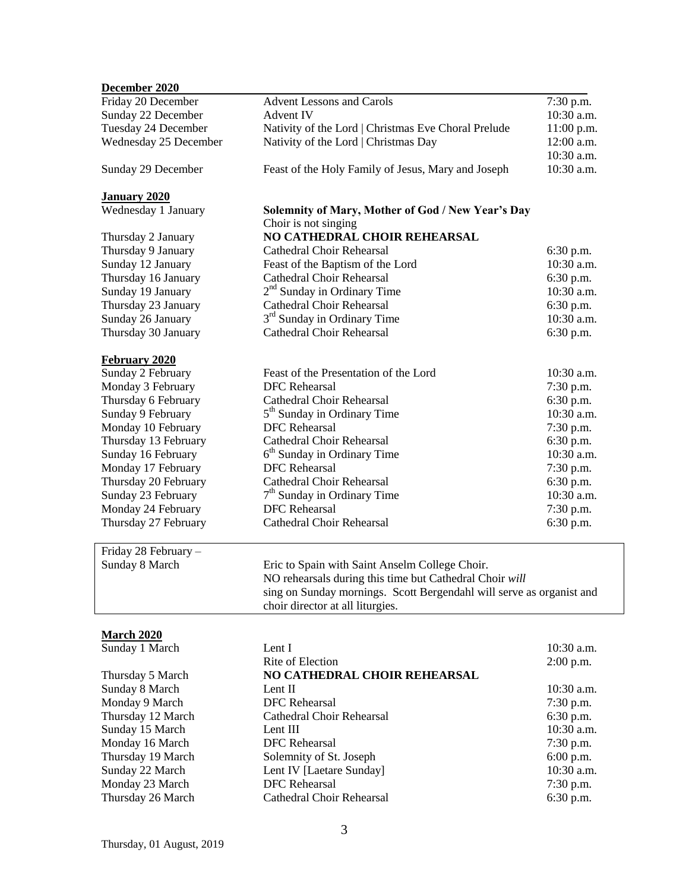**December 2020**

| | | |
|---|---|---|
| Friday 20 December | Advent Lessons and Carols | 7:30 p.m. |
| Sunday 22 December | Advent IV | 10:30 a.m. |
| Tuesday 24 December | Nativity of the Lord \| Christmas Eve Choral Prelude | 11:00 p.m. |
| Wednesday 25 December | Nativity of the Lord \| Christmas Day | 12:00 a.m. |
| | | 10:30 a.m. |
| Sunday 29 December | Feast of the Holy Family of Jesus, Mary and Joseph | 10:30 a.m. |

**January 2020**

| | | |
|---|---|---|
| Wednesday 1 January | **Solemnity of Mary, Mother of God / New Year's Day** | |
| | Choir is not singing | |
| Thursday 2 January | **NO CATHEDRAL CHOIR REHEARSAL** | |
| Thursday 9 January | Cathedral Choir Rehearsal | 6:30 p.m. |
| Sunday 12 January | Feast of the Baptism of the Lord | 10:30 a.m. |
| Thursday 16 January | Cathedral Choir Rehearsal | 6:30 p.m. |
| Sunday 19 January | 2nd Sunday in Ordinary Time | 10:30 a.m. |
| Thursday 23 January | Cathedral Choir Rehearsal | 6:30 p.m. |
| Sunday 26 January | 3rd Sunday in Ordinary Time | 10:30 a.m. |
| Thursday 30 January | Cathedral Choir Rehearsal | 6:30 p.m. |

**February 2020**

| | | |
|---|---|---|
| Sunday 2 February | Feast of the Presentation of the Lord | 10:30 a.m. |
| Monday 3 February | DFC Rehearsal | 7:30 p.m. |
| Thursday 6 February | Cathedral Choir Rehearsal | 6:30 p.m. |
| Sunday 9 February | 5th Sunday in Ordinary Time | 10:30 a.m. |
| Monday 10 February | DFC Rehearsal | 7:30 p.m. |
| Thursday 13 February | Cathedral Choir Rehearsal | 6:30 p.m. |
| Sunday 16 February | 6th Sunday in Ordinary Time | 10:30 a.m. |
| Monday 17 February | DFC Rehearsal | 7:30 p.m. |
| Thursday 20 February | Cathedral Choir Rehearsal | 6:30 p.m. |
| Sunday 23 February | 7th Sunday in Ordinary Time | 10:30 a.m. |
| Monday 24 February | DFC Rehearsal | 7:30 p.m. |
| Thursday 27 February | Cathedral Choir Rehearsal | 6:30 p.m. |

| | |
|---|---|
| Friday 28 February – Sunday 8 March | Eric to Spain with Saint Anselm College Choir. NO rehearsals during this time but Cathedral Choir *will* sing on Sunday mornings. Scott Bergendahl will serve as organist and choir director at all liturgies. |

**March 2020**

| | | |
|---|---|---|
| Sunday 1 March | Lent I | 10:30 a.m. |
| | Rite of Election | 2:00 p.m. |
| Thursday 5 March | **NO CATHEDRAL CHOIR REHEARSAL** | |
| Sunday 8 March | Lent II | 10:30 a.m. |
| Monday 9 March | DFC Rehearsal | 7:30 p.m. |
| Thursday 12 March | Cathedral Choir Rehearsal | 6:30 p.m. |
| Sunday 15 March | Lent III | 10:30 a.m. |
| Monday 16 March | DFC Rehearsal | 7:30 p.m. |
| Thursday 19 March | Solemnity of St. Joseph | 6:00 p.m. |
| Sunday 22 March | Lent IV [Laetare Sunday] | 10:30 a.m. |
| Monday 23 March | DFC Rehearsal | 7:30 p.m. |
| Thursday 26 March | Cathedral Choir Rehearsal | 6:30 p.m. |

Thursday, 01 August, 2019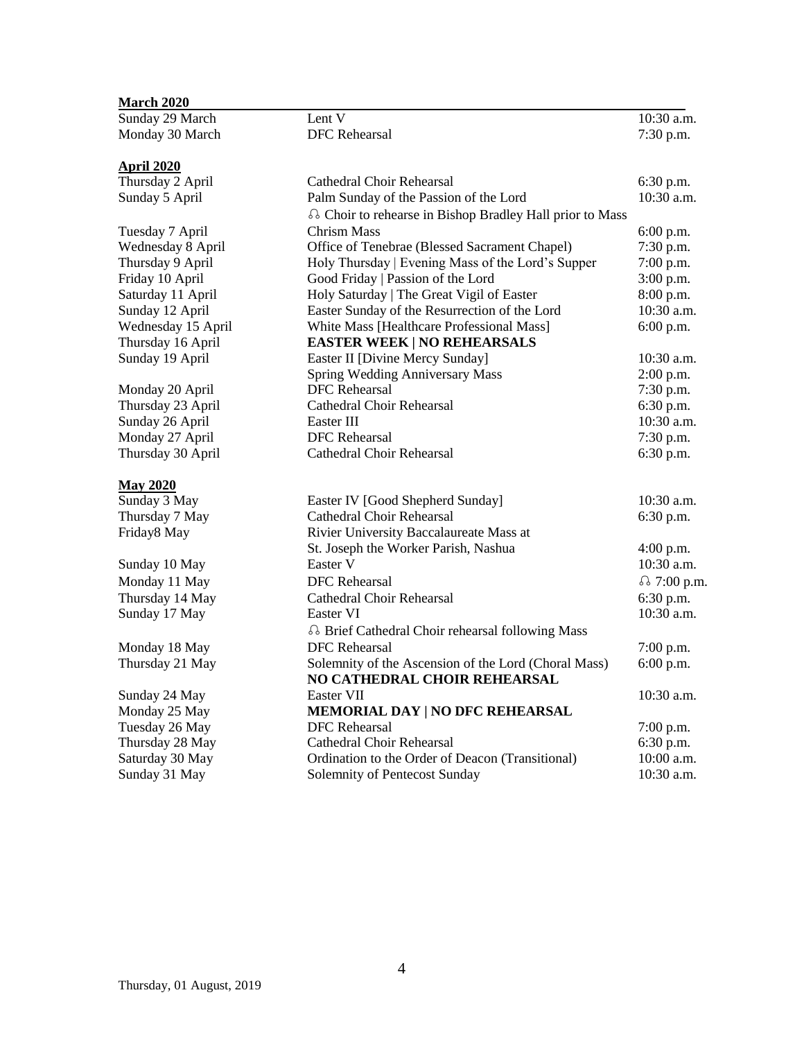**March 2020**

| | | |
|---|---|---|
| Sunday 29 March | Lent V | 10:30 a.m. |
| Monday 30 March | DFC Rehearsal | 7:30 p.m. |

**April 2020**

| | | |
|---|---|---|
| Thursday 2 April | Cathedral Choir Rehearsal | 6:30 p.m. |
| Sunday 5 April | Palm Sunday of the Passion of the Lord | 10:30 a.m. |
| | ♫ Choir to rehearse in Bishop Bradley Hall prior to Mass | |
| Tuesday 7 April | Chrism Mass | 6:00 p.m. |
| Wednesday 8 April | Office of Tenebrae (Blessed Sacrament Chapel) | 7:30 p.m. |
| Thursday 9 April | Holy Thursday \| Evening Mass of the Lord's Supper | 7:00 p.m. |
| Friday 10 April | Good Friday \| Passion of the Lord | 3:00 p.m. |
| Saturday 11 April | Holy Saturday \| The Great Vigil of Easter | 8:00 p.m. |
| Sunday 12 April | Easter Sunday of the Resurrection of the Lord | 10:30 a.m. |
| Wednesday 15 April | White Mass [Healthcare Professional Mass] | 6:00 p.m. |
| Thursday 16 April | **EASTER WEEK \| NO REHEARSALS** | |
| Sunday 19 April | Easter II [Divine Mercy Sunday] | 10:30 a.m. |
| | Spring Wedding Anniversary Mass | 2:00 p.m. |
| Monday 20 April | DFC Rehearsal | 7:30 p.m. |
| Thursday 23 April | Cathedral Choir Rehearsal | 6:30 p.m. |
| Sunday 26 April | Easter III | 10:30 a.m. |
| Monday 27 April | DFC Rehearsal | 7:30 p.m. |
| Thursday 30 April | Cathedral Choir Rehearsal | 6:30 p.m. |

**May 2020**

| | | |
|---|---|---|
| Sunday 3 May | Easter IV [Good Shepherd Sunday] | 10:30 a.m. |
| Thursday 7 May | Cathedral Choir Rehearsal | 6:30 p.m. |
| Friday8 May | Rivier University Baccalaureate Mass at St. Joseph the Worker Parish, Nashua | 4:00 p.m. |
| Sunday 10 May | Easter V | 10:30 a.m. |
| Monday 11 May | DFC Rehearsal | ♫ 7:00 p.m. |
| Thursday 14 May | Cathedral Choir Rehearsal | 6:30 p.m. |
| Sunday 17 May | Easter VI | 10:30 a.m. |
| | ♫ Brief Cathedral Choir rehearsal following Mass | |
| Monday 18 May | DFC Rehearsal | 7:00 p.m. |
| Thursday 21 May | Solemnity of the Ascension of the Lord (Choral Mass) | 6:00 p.m. |
| | **NO CATHEDRAL CHOIR REHEARSAL** | |
| Sunday 24 May | Easter VII | 10:30 a.m. |
| Monday 25 May | **MEMORIAL DAY \| NO DFC REHEARSAL** | |
| Tuesday 26 May | DFC Rehearsal | 7:00 p.m. |
| Thursday 28 May | Cathedral Choir Rehearsal | 6:30 p.m. |
| Saturday 30 May | Ordination to the Order of Deacon (Transitional) | 10:00 a.m. |
| Sunday 31 May | Solemnity of Pentecost Sunday | 10:30 a.m. |

Thursday, 01 August, 2019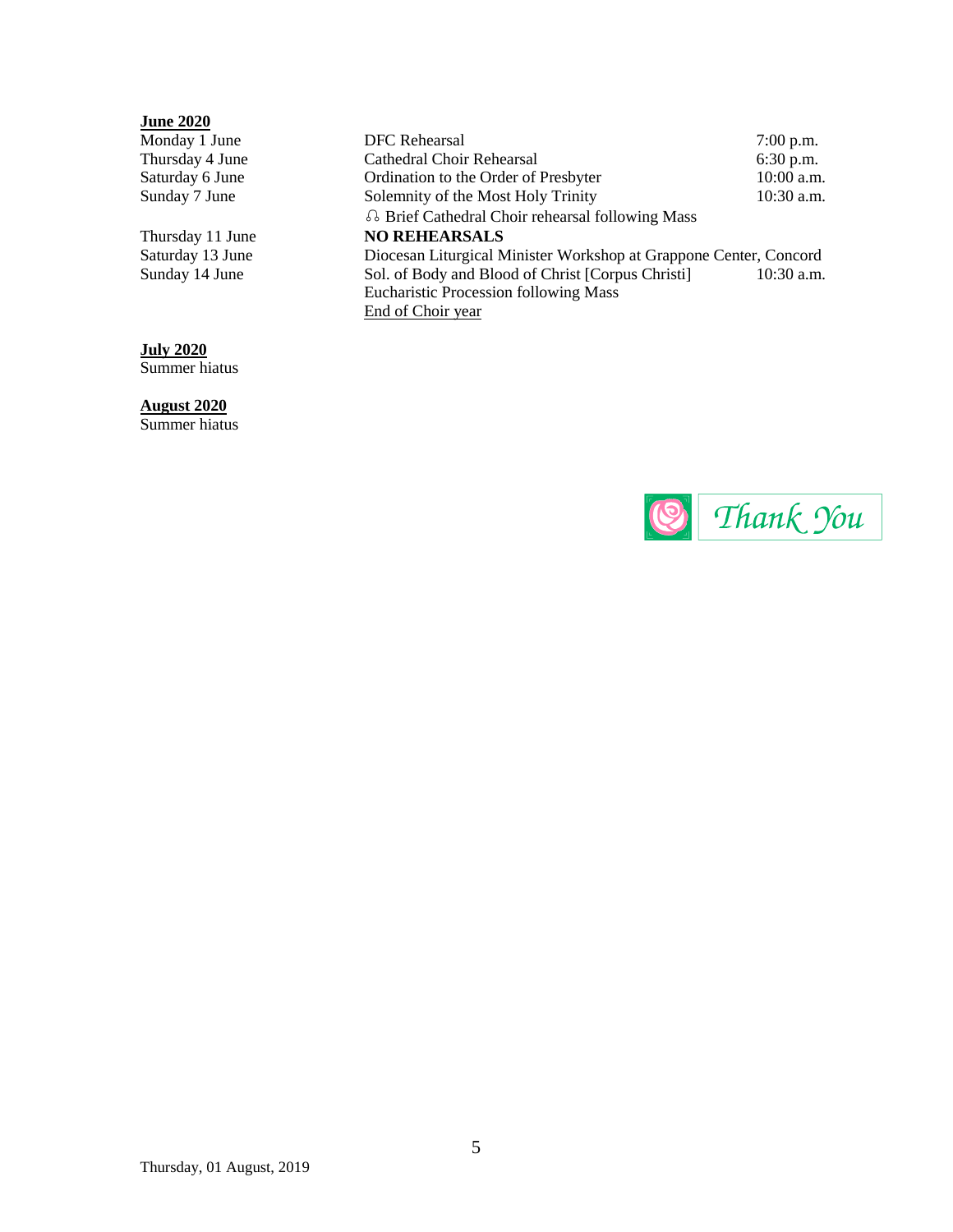**June 2020**

| | | |
|---|---|---|
| Monday 1 June | DFC Rehearsal | 7:00 p.m. |
| Thursday 4 June | Cathedral Choir Rehearsal | 6:30 p.m. |
| Saturday 6 June | Ordination to the Order of Presbyter | 10:00 a.m. |
| Sunday 7 June | Solemnity of the Most Holy Trinity | 10:30 a.m. |
| | ♫ Brief Cathedral Choir rehearsal following Mass | |
| Thursday 11 June | **NO REHEARSALS** | |
| Saturday 13 June | Diocesan Liturgical Minister Workshop at Grappone Center, Concord | |
| Sunday 14 June | Sol. of Body and Blood of Christ [Corpus Christi] | 10:30 a.m. |
| | Eucharistic Procession following Mass | |
| | End of Choir year | |

**July 2020**

Summer hiatus

**August 2020**

Summer hiatus

Thank You

Thursday, 01 August, 2019